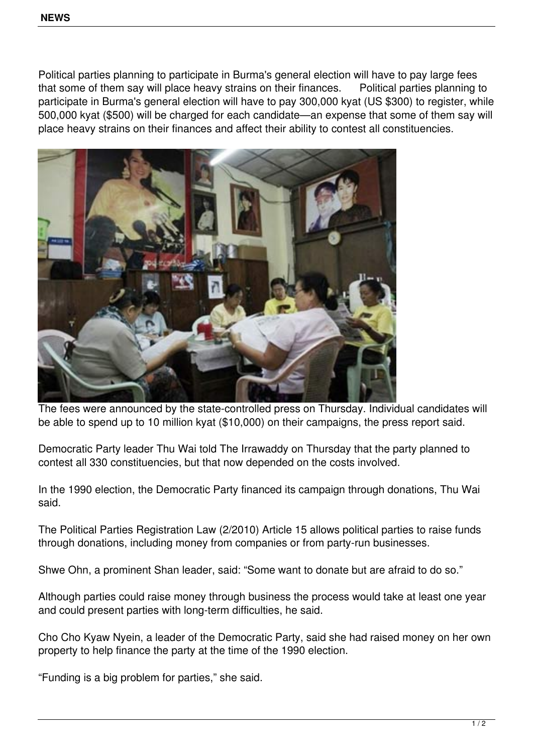Political parties planning to participate in Burma's general election will have to pay large fees that some of them say will place heavy strains on their finances.     Political parties planning to participate in Burma's general election will have to pay 300,000 kyat (US $300) to register, while 500,000 kyat ($500) will be charged for each candidate—an expense that some of them say will place heavy strains on their finances and affect their ability to contest all constituencies.

The fees were announced by the state-controlled press on Thursday. Individual candidates will be able to spend up to 10 million kyat ($10,000) on their campaigns, the press report said.

Democratic Party leader Thu Wai told The Irrawaddy on Thursday that the party planned to contest all 330 constituencies, but that now depended on the costs involved.

In the 1990 election, the Democratic Party financed its campaign through donations, Thu Wai said.

The Political Parties Registration Law (2/2010) Article 15 allows political parties to raise funds through donations, including money from companies or from party-run businesses.

Shwe Ohn, a prominent Shan leader, said: "Some want to donate but are afraid to do so."

Although parties could raise money through business the process would take at least one year and could present parties with long-term difficulties, he said.

Cho Cho Kyaw Nyein, a leader of the Democratic Party, said she had raised money on her own property to help finance the party at the time of the 1990 election.

"Funding is a big problem for parties," she said.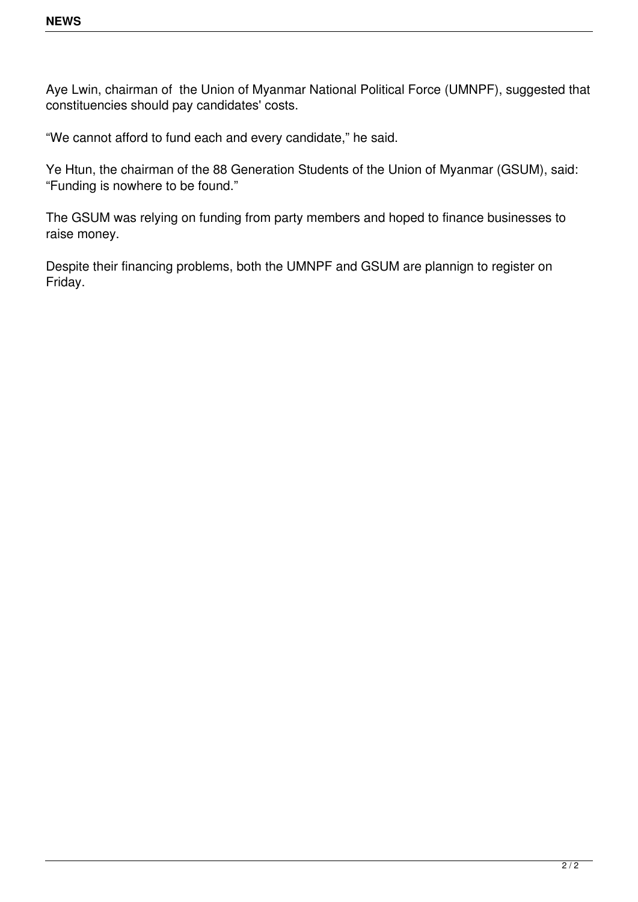Aye Lwin, chairman of  the Union of Myanmar National Political Force (UMNPF), suggested that constituencies should pay candidates' costs.

“We cannot afford to fund each and every candidate,” he said.

Ye Htun, the chairman of the 88 Generation Students of the Union of Myanmar (GSUM), said: “Funding is nowhere to be found.”

The GSUM was relying on funding from party members and hoped to finance businesses to raise money.

Despite their financing problems, both the UMNPF and GSUM are plannign to register on Friday.